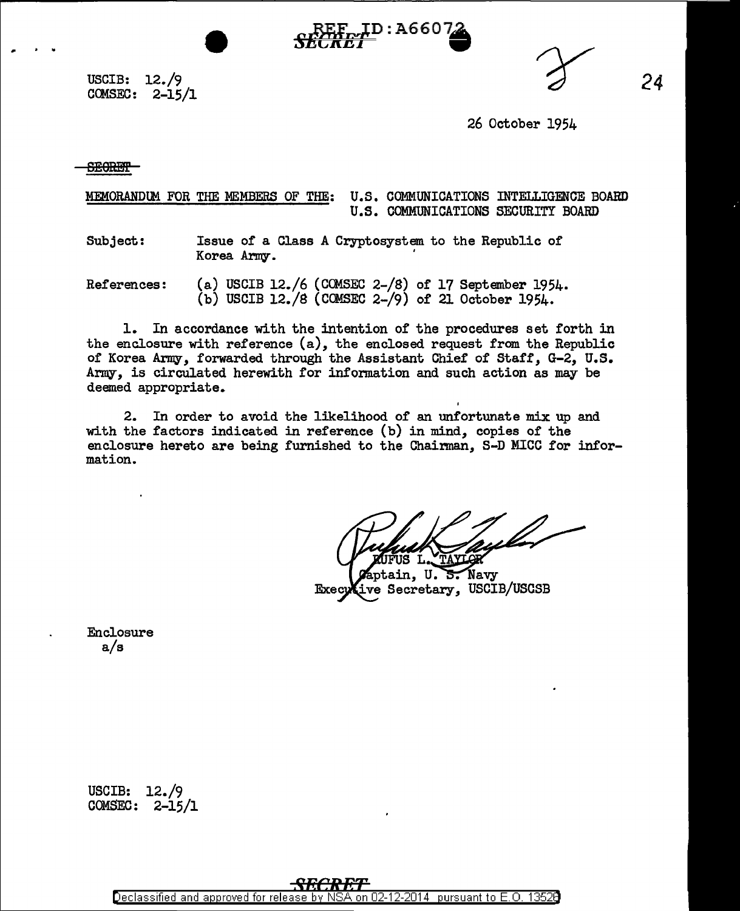REF ID:A66072
SECRET

USCIB: 12./9
COMSEC: 2-15/1

26 October 1954

~~SECRET~~

MEMORANDUM FOR THE MEMBERS OF THE: U.S. COMMUNICATIONS INTELLIGENCE BOARD
U.S. COMMUNICATIONS SECURITY BOARD

Subject: Issue of a Class A Cryptosystem to the Republic of Korea Army.

References: (a) USCIB 12./6 (COMSEC 2-/8) of 17 September 1954.
(b) USCIB 12./8 (COMSEC 2-/9) of 21 October 1954.

1. In accordance with the intention of the procedures set forth in the enclosure with reference (a), the enclosed request from the Republic of Korea Army, forwarded through the Assistant Chief of Staff, G-2, U.S. Army, is circulated herewith for information and such action as may be deemed appropriate.

2. In order to avoid the likelihood of an unfortunate mix up and with the factors indicated in reference (b) in mind, copies of the enclosure hereto are being furnished to the Chairman, S-D MICC for information.

RUFUS L. TAYLOR
Captain, U. S. Navy
Executive Secretary, USCIB/USCSB

Enclosure
a/s

USCIB: 12./9
COMSEC: 2-15/1

SECRET

Declassified and approved for release by NSA on 02-12-2014 pursuant to E.O. 13526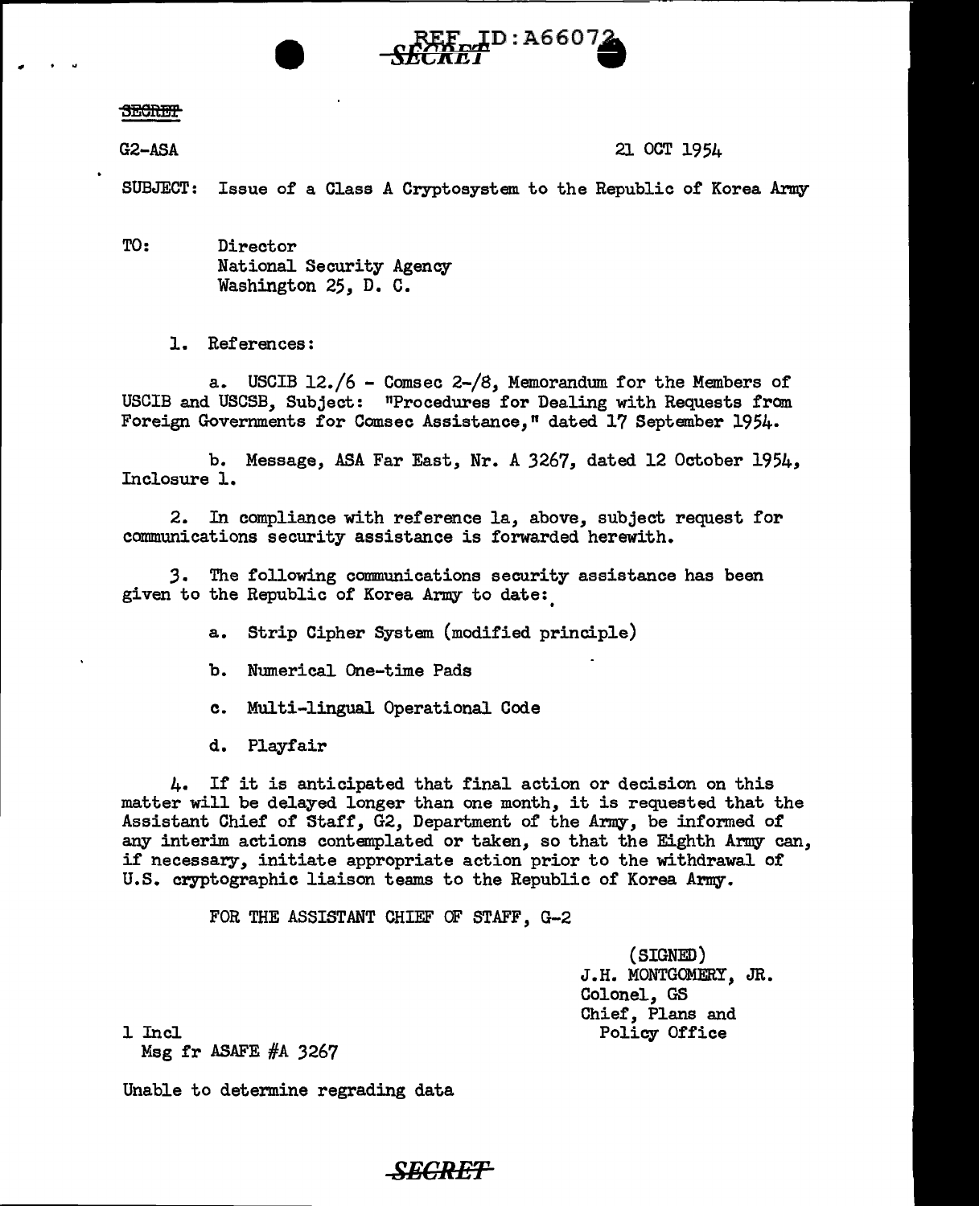SECRET

G2-ASA

21 OCT 1954

SUBJECT: Issue of a Class A Cryptosystem to the Republic of Korea Army

TO: Director
National Security Agency
Washington 25, D. C.

1. References:

a. USCIB 12./6 - Comsec 2-/8, Memorandum for the Members of USCIB and USCSB, Subject: "Procedures for Dealing with Requests from Foreign Governments for Comsec Assistance," dated 17 September 1954.

b. Message, ASA Far East, Nr. A 3267, dated 12 October 1954, Inclosure 1.

2. In compliance with reference 1a, above, subject request for communications security assistance is forwarded herewith.

3. The following communications security assistance has been given to the Republic of Korea Army to date:

a. Strip Cipher System (modified principle)

b. Numerical One-time Pads

c. Multi-lingual Operational Code

d. Playfair

4. If it is anticipated that final action or decision on this matter will be delayed longer than one month, it is requested that the Assistant Chief of Staff, G2, Department of the Army, be informed of any interim actions contemplated or taken, so that the Eighth Army can, if necessary, initiate appropriate action prior to the withdrawal of U.S. cryptographic liaison teams to the Republic of Korea Army.

FOR THE ASSISTANT CHIEF OF STAFF, G-2

(SIGNED)
J.H. MONTGOMERY, JR.
Colonel, GS
Chief, Plans and
Policy Office

1 Incl
Msg fr ASAFE #A 3267

Unable to determine regrading data

SECRET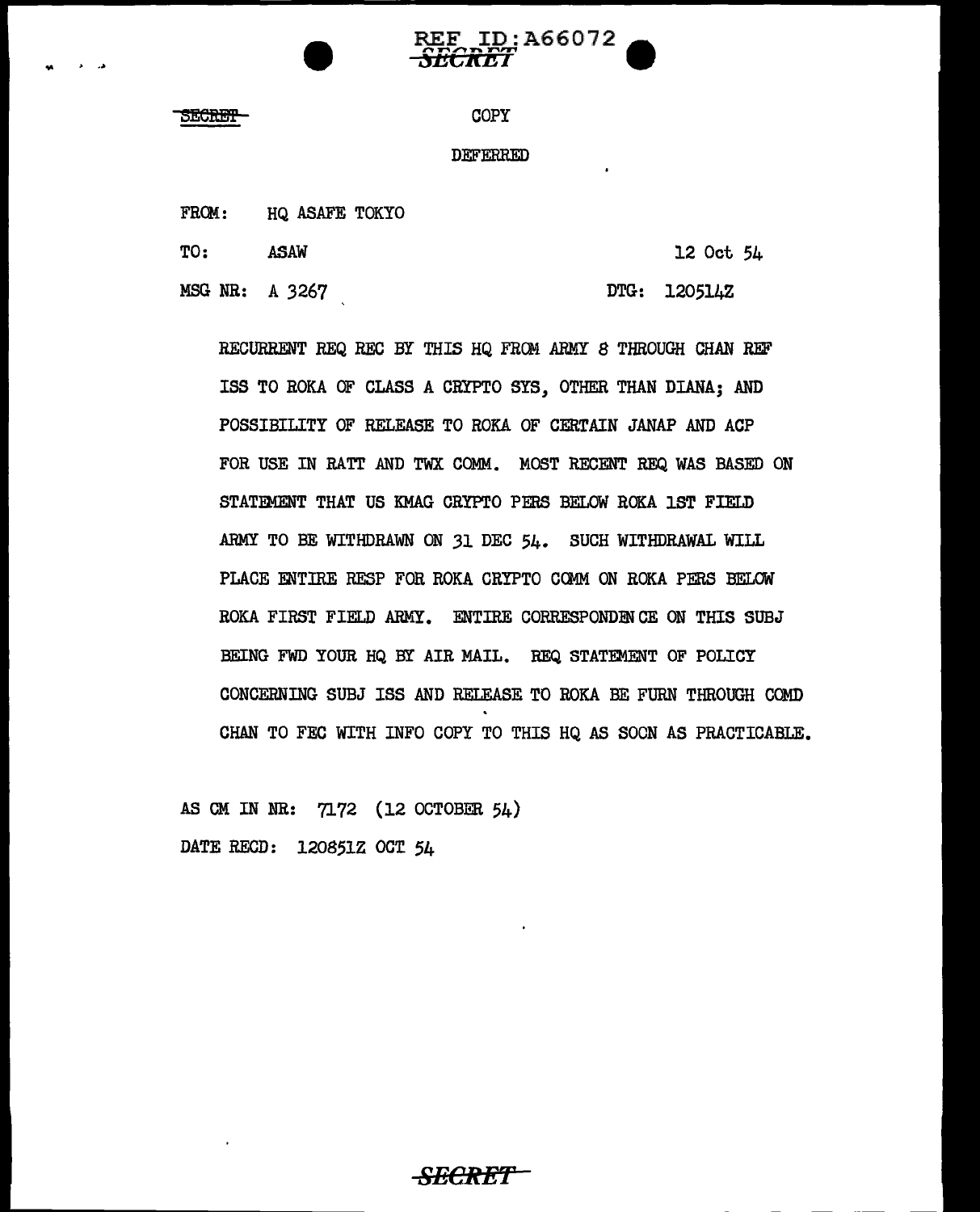REF ID:A66072
~~SECRET~~

~~SECRET~~

COPY

DEFERRED

FROM: HQ ASAFE TOKYO

TO: ASAW 12 Oct 54

MSG NR: A 3267 DTG: 120514Z

RECURRENT REQ REC BY THIS HQ FROM ARMY 8 THROUGH CHAN REF ISS TO ROKA OF CLASS A CRYPTO SYS, OTHER THAN DIANA; AND POSSIBILITY OF RELEASE TO ROKA OF CERTAIN JANAP AND ACP FOR USE IN RATT AND TWX COMM. MOST RECENT REQ WAS BASED ON STATEMENT THAT US KMAG CRYPTO PERS BELOW ROKA 1ST FIELD ARMY TO BE WITHDRAWN ON 31 DEC 54. SUCH WITHDRAWAL WILL PLACE ENTIRE RESP FOR ROKA CRYPTO COMM ON ROKA PERS BELOW ROKA FIRST FIELD ARMY. ENTIRE CORRESPONDENCE ON THIS SUBJ BEING FWD YOUR HQ BY AIR MAIL. REQ STATEMENT OF POLICY CONCERNING SUBJ ISS AND RELEASE TO ROKA BE FURN THROUGH COMD CHAN TO FEC WITH INFO COPY TO THIS HQ AS SOON AS PRACTICABLE.

AS CM IN NR: 7172 (12 OCTOBER 54)

DATE RECD: 120851Z OCT 54

~~SECRET~~